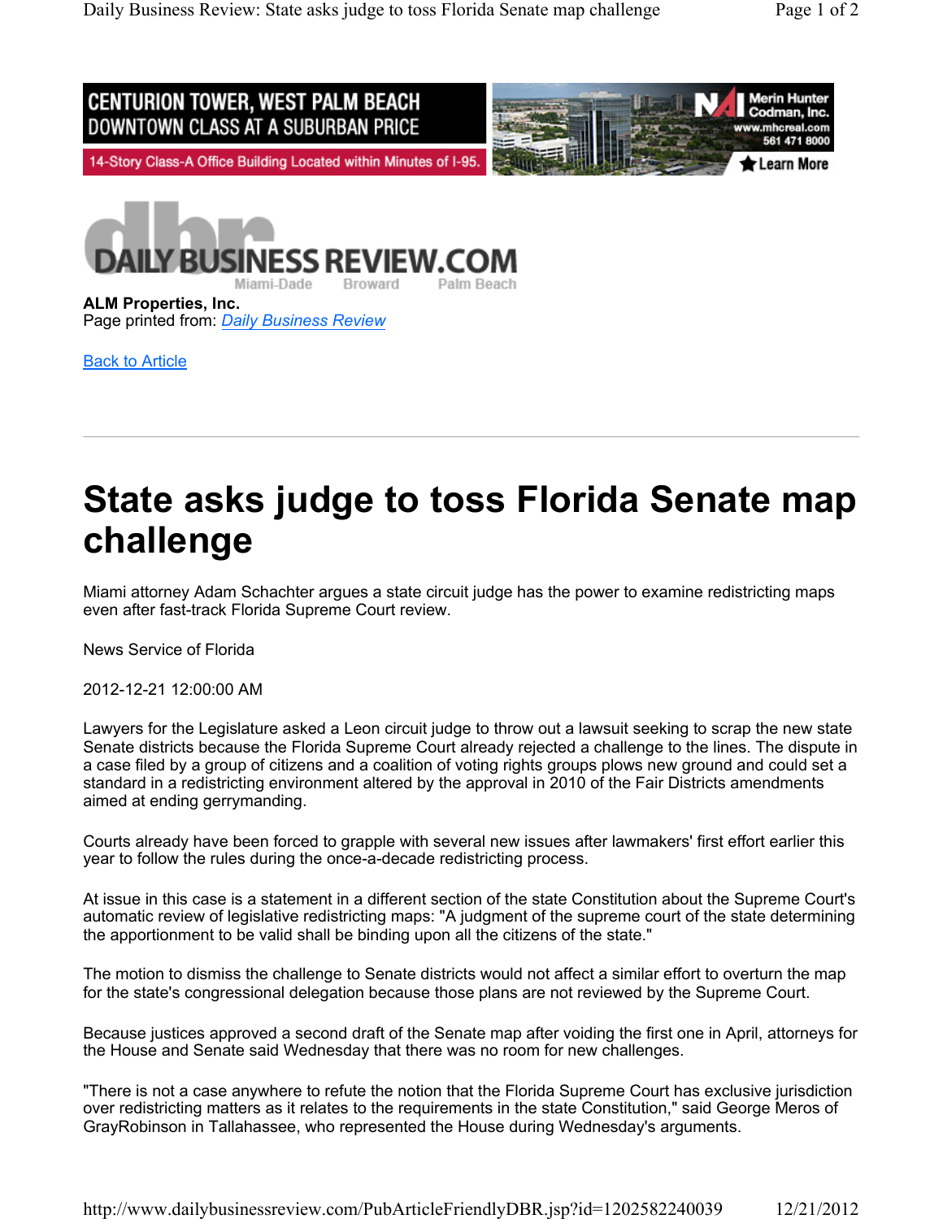CENTURION TOWER, WEST PALM BEACH
DOWNTOWN CLASS AT A SUBURBAN PRICE

14-Story Class-A Office Building Located within Minutes of I-95.

Merin Hunter Codman, Inc.
www.mhcreal.com
561 471 8000

Learn More

DAILY BUSINESS REVIEW.COM
Miami-Dade Broward Palm Beach

**ALM Properties, Inc.**
Page printed from: *Daily Business Review*

Back to Article

---

# State asks judge to toss Florida Senate map challenge

Miami attorney Adam Schachter argues a state circuit judge has the power to examine redistricting maps even after fast-track Florida Supreme Court review.

News Service of Florida

2012-12-21 12:00:00 AM

Lawyers for the Legislature asked a Leon circuit judge to throw out a lawsuit seeking to scrap the new state Senate districts because the Florida Supreme Court already rejected a challenge to the lines. The dispute in a case filed by a group of citizens and a coalition of voting rights groups plows new ground and could set a standard in a redistricting environment altered by the approval in 2010 of the Fair Districts amendments aimed at ending gerrymandering.

Courts already have been forced to grapple with several new issues after lawmakers' first effort earlier this year to follow the rules during the once-a-decade redistricting process.

At issue in this case is a statement in a different section of the state Constitution about the Supreme Court's automatic review of legislative redistricting maps: "A judgment of the supreme court of the state determining the apportionment to be valid shall be binding upon all the citizens of the state."

The motion to dismiss the challenge to Senate districts would not affect a similar effort to overturn the map for the state's congressional delegation because those plans are not reviewed by the Supreme Court.

Because justices approved a second draft of the Senate map after voiding the first one in April, attorneys for the House and Senate said Wednesday that there was no room for new challenges.

"There is not a case anywhere to refute the notion that the Florida Supreme Court has exclusive jurisdiction over redistricting matters as it relates to the requirements in the state Constitution," said George Meros of GrayRobinson in Tallahassee, who represented the House during Wednesday's arguments.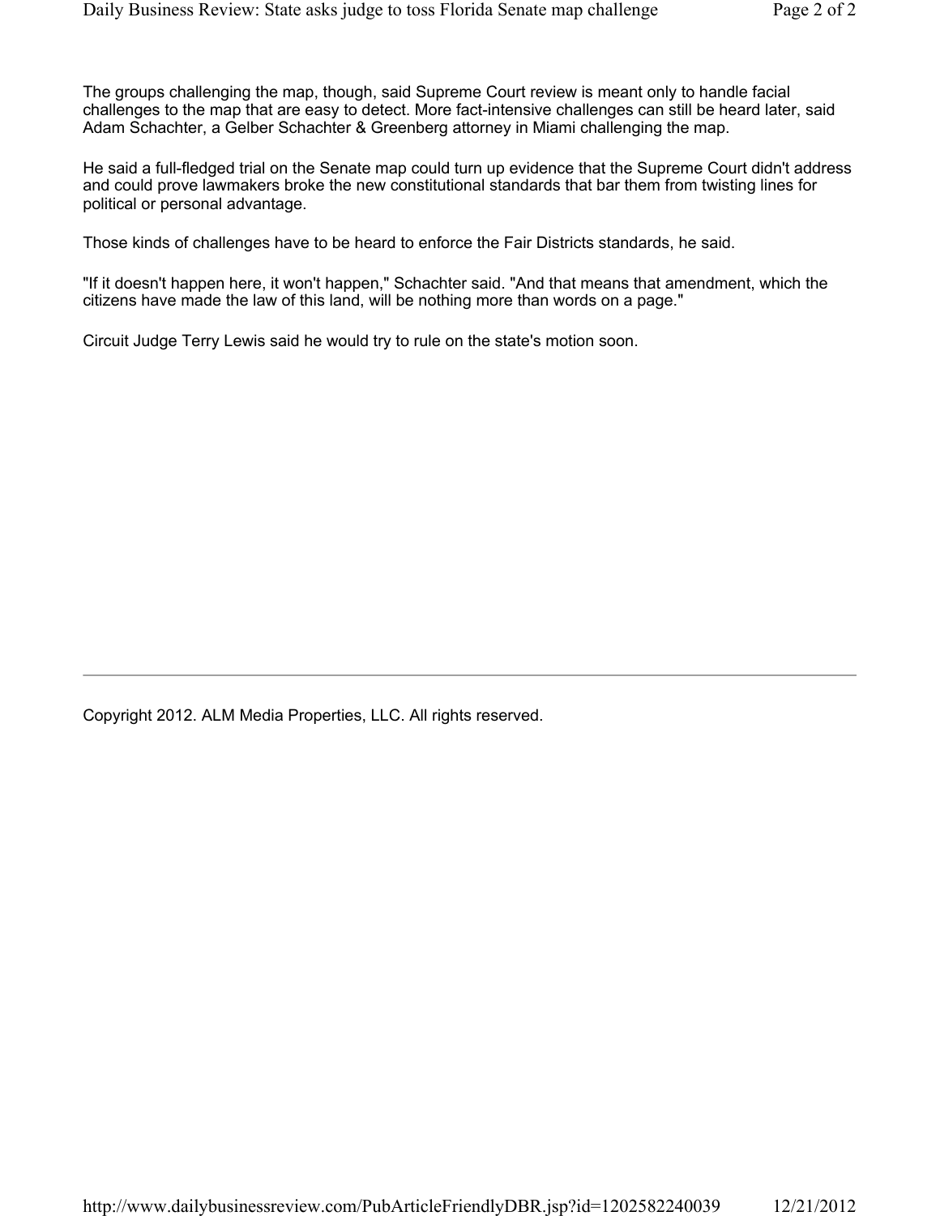The groups challenging the map, though, said Supreme Court review is meant only to handle facial challenges to the map that are easy to detect. More fact-intensive challenges can still be heard later, said Adam Schachter, a Gelber Schachter & Greenberg attorney in Miami challenging the map.

He said a full-fledged trial on the Senate map could turn up evidence that the Supreme Court didn't address and could prove lawmakers broke the new constitutional standards that bar them from twisting lines for political or personal advantage.

Those kinds of challenges have to be heard to enforce the Fair Districts standards, he said.

"If it doesn't happen here, it won't happen," Schachter said. "And that means that amendment, which the citizens have made the law of this land, will be nothing more than words on a page."

Circuit Judge Terry Lewis said he would try to rule on the state's motion soon.

---

Copyright 2012. ALM Media Properties, LLC. All rights reserved.